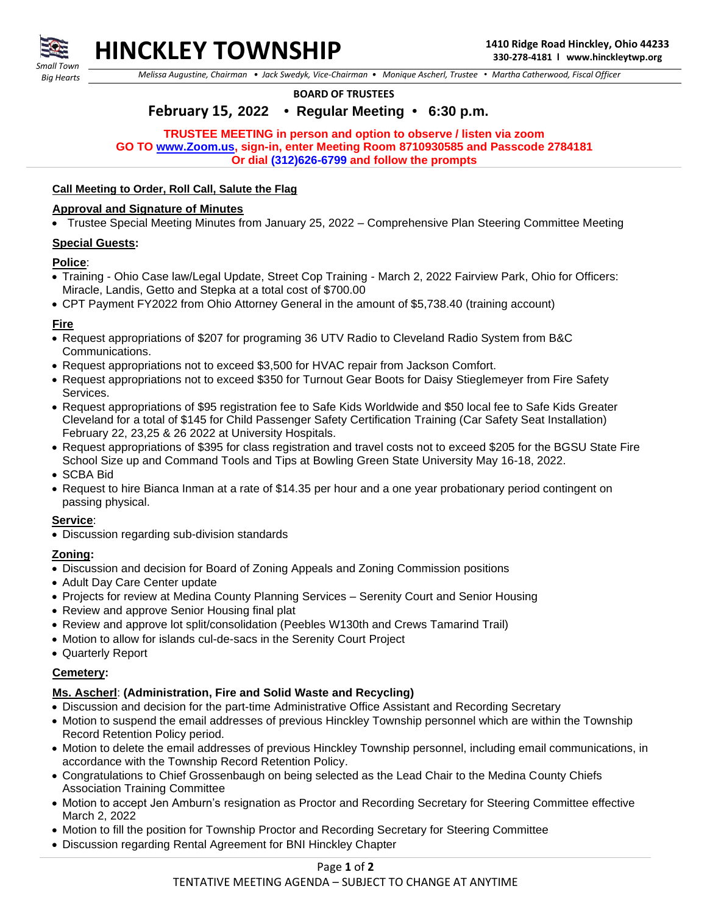# HINCKLEY TOWNSHIP

*Small Town Big Hearts*

**1410 Ridge Road Hinckley, Ohio 44233**
**330-278-4181 l www.hinckleytwp.org**

*Melissa Augustine, Chairman • Jack Swedyk, Vice-Chairman • Monique Ascherl, Trustee • Martha Catherwood, Fiscal Officer*

**BOARD OF TRUSTEES**

## February 15, 2022 • Regular Meeting • 6:30 p.m.

**TRUSTEE MEETING in person and option to observe / listen via zoom**
**GO TO www.Zoom.us, sign-in, enter Meeting Room 8710930585 and Passcode 2784181**
**Or dial (312)626-6799 and follow the prompts**

**Call Meeting to Order, Roll Call, Salute the Flag**

**Approval and Signature of Minutes**

- Trustee Special Meeting Minutes from January 25, 2022 – Comprehensive Plan Steering Committee Meeting

**Special Guests:**

**Police:**

- Training - Ohio Case law/Legal Update, Street Cop Training - March 2, 2022 Fairview Park, Ohio for Officers: Miracle, Landis, Getto and Stepka at a total cost of $700.00
- CPT Payment FY2022 from Ohio Attorney General in the amount of $5,738.40 (training account)

**Fire**

- Request appropriations of $207 for programing 36 UTV Radio to Cleveland Radio System from B&C Communications.
- Request appropriations not to exceed $3,500 for HVAC repair from Jackson Comfort.
- Request appropriations not to exceed $350 for Turnout Gear Boots for Daisy Stieglemeyer from Fire Safety Services.
- Request appropriations of $95 registration fee to Safe Kids Worldwide and $50 local fee to Safe Kids Greater Cleveland for a total of $145 for Child Passenger Safety Certification Training (Car Safety Seat Installation) February 22, 23,25 & 26 2022 at University Hospitals.
- Request appropriations of $395 for class registration and travel costs not to exceed $205 for the BGSU State Fire School Size up and Command Tools and Tips at Bowling Green State University May 16-18, 2022.
- SCBA Bid
- Request to hire Bianca Inman at a rate of $14.35 per hour and a one year probationary period contingent on passing physical.

**Service:**

- Discussion regarding sub-division standards

**Zoning:**

- Discussion and decision for Board of Zoning Appeals and Zoning Commission positions
- Adult Day Care Center update
- Projects for review at Medina County Planning Services – Serenity Court and Senior Housing
- Review and approve Senior Housing final plat
- Review and approve lot split/consolidation (Peebles W130th and Crews Tamarind Trail)
- Motion to allow for islands cul-de-sacs in the Serenity Court Project
- Quarterly Report

**Cemetery:**

**Ms. Ascherl: (Administration, Fire and Solid Waste and Recycling)**

- Discussion and decision for the part-time Administrative Office Assistant and Recording Secretary
- Motion to suspend the email addresses of previous Hinckley Township personnel which are within the Township Record Retention Policy period.
- Motion to delete the email addresses of previous Hinckley Township personnel, including email communications, in accordance with the Township Record Retention Policy.
- Congratulations to Chief Grossenbaugh on being selected as the Lead Chair to the Medina County Chiefs Association Training Committee
- Motion to accept Jen Amburn's resignation as Proctor and Recording Secretary for Steering Committee effective March 2, 2022
- Motion to fill the position for Township Proctor and Recording Secretary for Steering Committee
- Discussion regarding Rental Agreement for BNI Hinckley Chapter

TENTATIVE MEETING AGENDA – SUBJECT TO CHANGE AT ANYTIME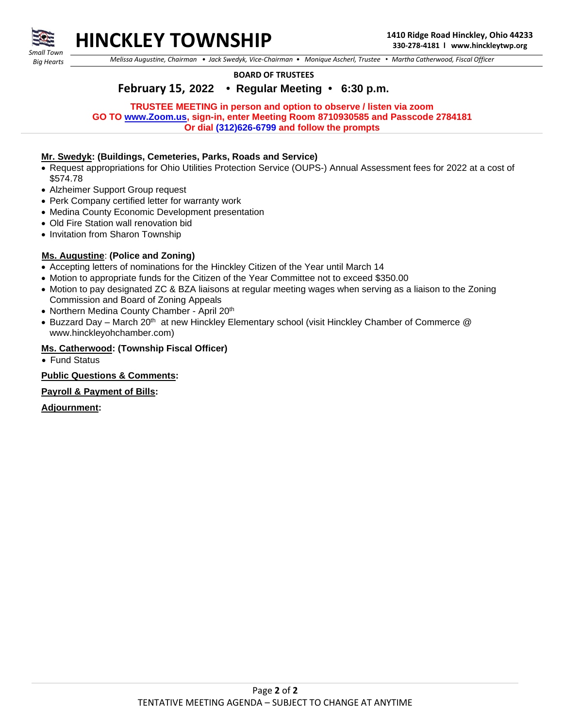# HINCKLEY TOWNSHIP

*Small Town Big Hearts*

**1410 Ridge Road Hinckley, Ohio 44233**
**330-278-4181 l www.hinckleytwp.org**

*Melissa Augustine, Chairman • Jack Swedyk, Vice-Chairman • Monique Ascherl, Trustee • Martha Catherwood, Fiscal Officer*

**BOARD OF TRUSTEES**

## February 15, 2022 • Regular Meeting • 6:30 p.m.

**TRUSTEE MEETING in person and option to observe / listen via zoom**
**GO TO www.Zoom.us, sign-in, enter Meeting Room 8710930585 and Passcode 2784181**
**Or dial (312)626-6799 and follow the prompts**

**Mr. Swedyk: (Buildings, Cemeteries, Parks, Roads and Service)**

- Request appropriations for Ohio Utilities Protection Service (OUPS-) Annual Assessment fees for 2022 at a cost of $574.78
- Alzheimer Support Group request
- Perk Company certified letter for warranty work
- Medina County Economic Development presentation
- Old Fire Station wall renovation bid
- Invitation from Sharon Township

**Ms. Augustine: (Police and Zoning)**

- Accepting letters of nominations for the Hinckley Citizen of the Year until March 14
- Motion to appropriate funds for the Citizen of the Year Committee not to exceed $350.00
- Motion to pay designated ZC & BZA liaisons at regular meeting wages when serving as a liaison to the Zoning Commission and Board of Zoning Appeals
- Northern Medina County Chamber - April 20th
- Buzzard Day – March 20th at new Hinckley Elementary school (visit Hinckley Chamber of Commerce @ www.hinckleyohchamber.com)

**Ms. Catherwood: (Township Fiscal Officer)**

- Fund Status

**Public Questions & Comments:**

**Payroll & Payment of Bills:**

**Adjournment:**

TENTATIVE MEETING AGENDA – SUBJECT TO CHANGE AT ANYTIME